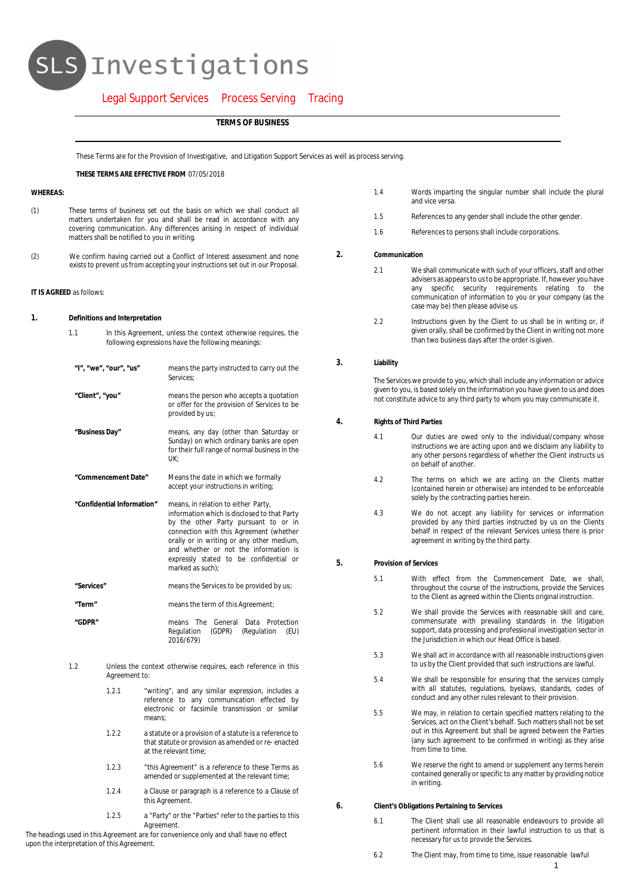# SLS Investigations

Legal Support Services Process Serving Tracing

## TERMS OF BUSINESS

These Terms are for the Provision of Investigative, and Litigation Support Services as well as process serving.

**THESE TERMS ARE EFFECTIVE FROM** 07/05/2018

**WHEREAS:**

(1) These terms of business set out the basis on which we shall conduct all matters undertaken for you and shall be read in accordance with any covering communication. Any differences arising in respect of individual matters shall be notified to you in writing.

(2) We confirm having carried out a Conflict of Interest assessment and none exists to prevent us from accepting your instructions set out in our Proposal.

**IT IS AGREED** as follows:

### 1. Definitions and Interpretation

1.1 In this Agreement, unless the context otherwise requires, the following expressions have the following meanings:

| | |
|---|---|
| **"I", "we", "our", "us"** | means the party instructed to carry out the Services; |
| **"Client", "you"** | means the person who accepts a quotation or offer for the provision of Services to be provided by us; |
| **"Business Day"** | means, any day (other than Saturday or Sunday) on which ordinary banks are open for their full range of normal business in the UK; |
| **"Commencement Date"** | Means the date in which we formally accept your instructions in writing; |
| **"Confidential Information"** | means, in relation to either Party, information which is disclosed to that Party by the other Party pursuant to or in connection with this Agreement (whether orally or in writing or any other medium, and whether or not the information is expressly stated to be confidential or marked as such); |
| **"Services"** | means the Services to be provided by us; |
| **"Term"** | means the term of this Agreement; |
| **"GDPR"** | means The General Data Protection Regulation (GDPR) (Regulation (EU) 2016/679) |

1.2 Unless the context otherwise requires, each reference in this Agreement to:

1.2.1 "writing", and any similar expression, includes a reference to any communication effected by electronic or facsimile transmission or similar means;

1.2.2 a statute or a provision of a statute is a reference to that statute or provision as amended or re- enacted at the relevant time;

1.2.3 "this Agreement" is a reference to these Terms as amended or supplemented at the relevant time;

1.2.4 a Clause or paragraph is a reference to a Clause of this Agreement.

1.2.5 a "Party" or the "Parties" refer to the parties to this Agreement.

The headings used in this Agreement are for convenience only and shall have no effect upon the interpretation of this Agreement.

1.4 Words imparting the singular number shall include the plural and vice versa.

1.5 References to any gender shall include the other gender.

1.6 References to persons shall include corporations.

### 2. Communication

2.1 We shall communicate with such of your officers, staff and other advisers as appears to us to be appropriate. If, however you have any specific security requirements relating to the communication of information to you or your company (as the case may be) then please advise us.

2.2 Instructions given by the Client to us shall be in writing or, if given orally, shall be confirmed by the Client in writing not more than two business days after the order is given.

### 3. Liability

The Services we provide to you, which shall include any information or advice given to you, is based solely on the information you have given to us and does not constitute advice to any third party to whom you may communicate it.

### 4. Rights of Third Parties

4.1 Our duties are owed only to the individual/company whose instructions we are acting upon and we disclaim any liability to any other persons regardless of whether the Client instructs us on behalf of another.

4.2 The terms on which we are acting on the Clients matter (contained herein or otherwise) are intended to be enforceable solely by the contracting parties herein.

4.3 We do not accept any liability for services or information provided by any third parties instructed by us on the Clients behalf in respect of the relevant Services unless there is prior agreement in writing by the third party.

### 5. Provision of Services

5.1 With effect from the Commencement Date, we shall, throughout the course of the instructions, provide the Services to the Client as agreed within the Clients original instruction.

5.2 We shall provide the Services with reasonable skill and care, commensurate with prevailing standards in the litigation support, data processing and professional investigation sector in the Jurisdiction in which our Head Office is based.

5.3 We shall act in accordance with all reasonable instructions given to us by the Client provided that such instructions are lawful.

5.4 We shall be responsible for ensuring that the services comply with all statutes, regulations, byelaws, standards, codes of conduct and any other rules relevant to their provision.

5.5 We may, in relation to certain specified matters relating to the Services, act on the Client's behalf. Such matters shall not be set out in this Agreement but shall be agreed between the Parties (any such agreement to be confirmed in writing) as they arise from time to time.

5.6 We reserve the right to amend or supplement any terms herein contained generally or specific to any matter by providing notice in writing.

### 6. Client's Obligations Pertaining to Services

6.1 The Client shall use all reasonable endeavours to provide all pertinent information in their lawful instruction to us that is necessary for us to provide the Services.

6.2 The Client may, from time to time, issue reasonable lawful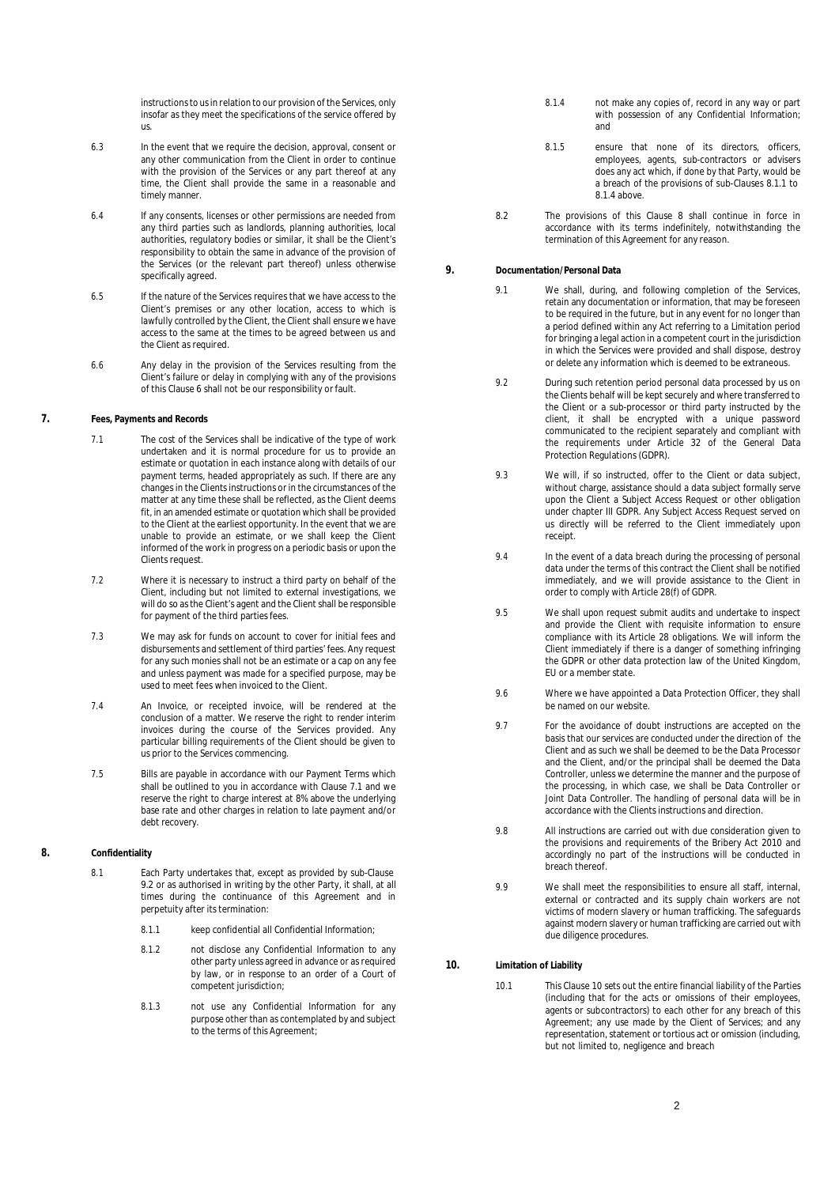instructions to us in relation to our provision of the Services, only insofar as they meet the specifications of the service offered by us.

6.3 In the event that we require the decision, approval, consent or any other communication from the Client in order to continue with the provision of the Services or any part thereof at any time, the Client shall provide the same in a reasonable and timely manner.

6.4 If any consents, licenses or other permissions are needed from any third parties such as landlords, planning authorities, local authorities, regulatory bodies or similar, it shall be the Client's responsibility to obtain the same in advance of the provision of the Services (or the relevant part thereof) unless otherwise specifically agreed.

6.5 If the nature of the Services requires that we have access to the Client's premises or any other location, access to which is lawfully controlled by the Client, the Client shall ensure we have access to the same at the times to be agreed between us and the Client as required.

6.6 Any delay in the provision of the Services resulting from the Client's failure or delay in complying with any of the provisions of this Clause 6 shall not be our responsibility or fault.

## 7. Fees, Payments and Records

7.1 The cost of the Services shall be indicative of the type of work undertaken and it is normal procedure for us to provide an estimate or quotation in each instance along with details of our payment terms, headed appropriately as such. If there are any changes in the Clients instructions or in the circumstances of the matter at any time these shall be reflected, as the Client deems fit, in an amended estimate or quotation which shall be provided to the Client at the earliest opportunity. In the event that we are unable to provide an estimate, or we shall keep the Client informed of the work in progress on a periodic basis or upon the Clients request.

7.2 Where it is necessary to instruct a third party on behalf of the Client, including but not limited to external investigations, we will do so as the Client's agent and the Client shall be responsible for payment of the third parties fees.

7.3 We may ask for funds on account to cover for initial fees and disbursements and settlement of third parties' fees. Any request for any such monies shall not be an estimate or a cap on any fee and unless payment was made for a specified purpose, may be used to meet fees when invoiced to the Client.

7.4 An Invoice, or receipted invoice, will be rendered at the conclusion of a matter. We reserve the right to render interim invoices during the course of the Services provided. Any particular billing requirements of the Client should be given to us prior to the Services commencing.

7.5 Bills are payable in accordance with our Payment Terms which shall be outlined to you in accordance with Clause 7.1 and we reserve the right to charge interest at 8% above the underlying base rate and other charges in relation to late payment and/or debt recovery.

## 8. Confidentiality

8.1 Each Party undertakes that, except as provided by sub-Clause 9.2 or as authorised in writing by the other Party, it shall, at all times during the continuance of this Agreement and in perpetuity after its termination:

8.1.1 keep confidential all Confidential Information;

8.1.2 not disclose any Confidential Information to any other party unless agreed in advance or as required by law, or in response to an order of a Court of competent jurisdiction;

8.1.3 not use any Confidential Information for any purpose other than as contemplated by and subject to the terms of this Agreement;

8.1.4 not make any copies of, record in any way or part with possession of any Confidential Information; and

8.1.5 ensure that none of its directors, officers, employees, agents, sub-contractors or advisers does any act which, if done by that Party, would be a breach of the provisions of sub-Clauses 8.1.1 to 8.1.4 above.

8.2 The provisions of this Clause 8 shall continue in force in accordance with its terms indefinitely, notwithstanding the termination of this Agreement for any reason.

## 9. Documentation/Personal Data

9.1 We shall, during, and following completion of the Services, retain any documentation or information, that may be foreseen to be required in the future, but in any event for no longer than a period defined within any Act referring to a Limitation period for bringing a legal action in a competent court in the jurisdiction in which the Services were provided and shall dispose, destroy or delete any information which is deemed to be extraneous.

9.2 During such retention period personal data processed by us on the Clients behalf will be kept securely and where transferred to the Client or a sub-processor or third party instructed by the client, it shall be encrypted with a unique password communicated to the recipient separately and compliant with the requirements under Article 32 of the General Data Protection Regulations (GDPR).

9.3 We will, if so instructed, offer to the Client or data subject, without charge, assistance should a data subject formally serve upon the Client a Subject Access Request or other obligation under chapter III GDPR. Any Subject Access Request served on us directly will be referred to the Client immediately upon receipt.

9.4 In the event of a data breach during the processing of personal data under the terms of this contract the Client shall be notified immediately, and we will provide assistance to the Client in order to comply with Article 28(f) of GDPR.

9.5 We shall upon request submit audits and undertake to inspect and provide the Client with requisite information to ensure compliance with its Article 28 obligations. We will inform the Client immediately if there is a danger of something infringing the GDPR or other data protection law of the United Kingdom, EU or a member state.

9.6 Where we have appointed a Data Protection Officer, they shall be named on our website.

9.7 For the avoidance of doubt instructions are accepted on the basis that our services are conducted under the direction of the Client and as such we shall be deemed to be the Data Processor and the Client, and/or the principal shall be deemed the Data Controller, unless we determine the manner and the purpose of the processing, in which case, we shall be Data Controller or Joint Data Controller. The handling of personal data will be in accordance with the Clients instructions and direction.

9.8 All instructions are carried out with due consideration given to the provisions and requirements of the Bribery Act 2010 and accordingly no part of the instructions will be conducted in breach thereof.

9.9 We shall meet the responsibilities to ensure all staff, internal, external or contracted and its supply chain workers are not victims of modern slavery or human trafficking. The safeguards against modern slavery or human trafficking are carried out with due diligence procedures.

## 10. Limitation of Liability

10.1 This Clause 10 sets out the entire financial liability of the Parties (including that for the acts or omissions of their employees, agents or subcontractors) to each other for any breach of this Agreement; any use made by the Client of Services; and any representation, statement or tortious act or omission (including, but not limited to, negligence and breach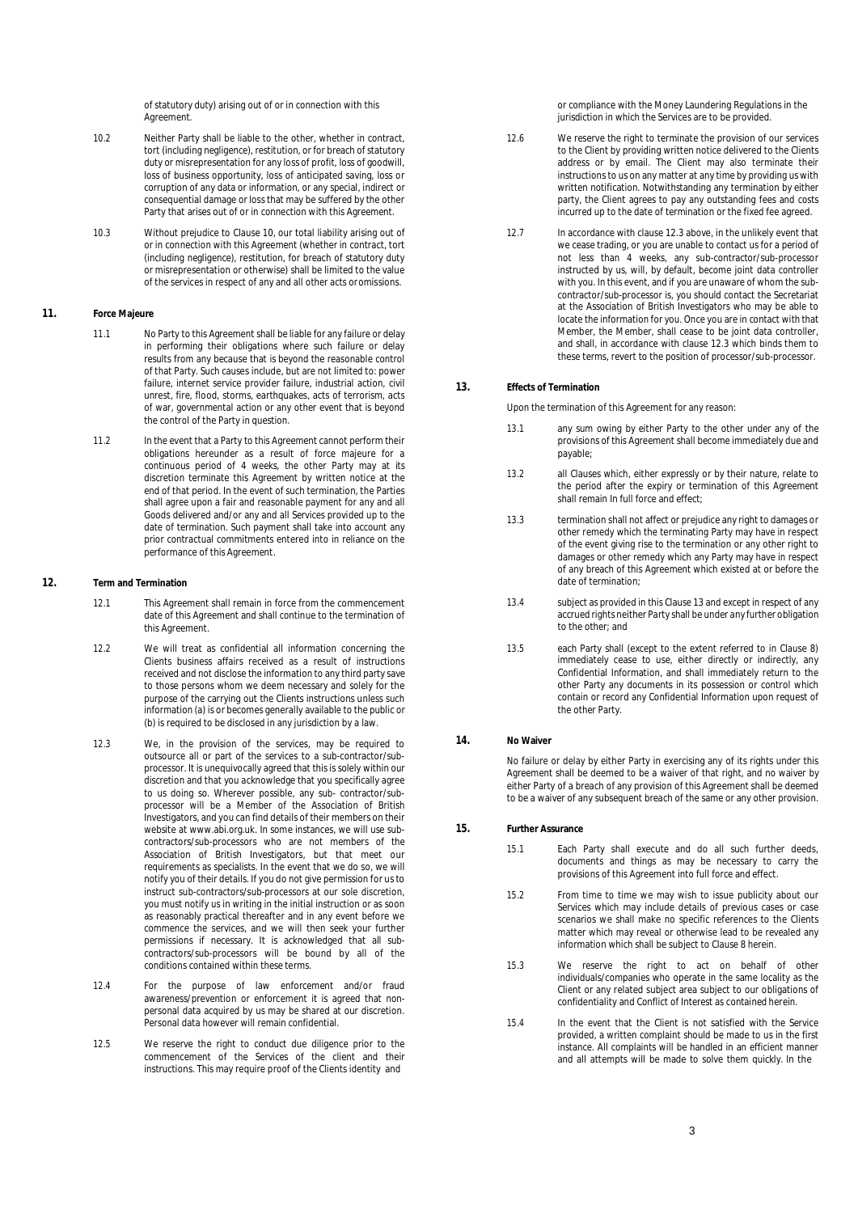of statutory duty) arising out of or in connection with this Agreement.

10.2 Neither Party shall be liable to the other, whether in contract, tort (including negligence), restitution, or for breach of statutory duty or misrepresentation for any loss of profit, loss of goodwill, loss of business opportunity, loss of anticipated saving, loss or corruption of any data or information, or any special, indirect or consequential damage or loss that may be suffered by the other Party that arises out of or in connection with this Agreement.

10.3 Without prejudice to Clause 10, our total liability arising out of or in connection with this Agreement (whether in contract, tort (including negligence), restitution, for breach of statutory duty or misrepresentation or otherwise) shall be limited to the value of the services in respect of any and all other acts or omissions.

## 11. Force Majeure

11.1 No Party to this Agreement shall be liable for any failure or delay in performing their obligations where such failure or delay results from any because that is beyond the reasonable control of that Party. Such causes include, but are not limited to: power failure, internet service provider failure, industrial action, civil unrest, fire, flood, storms, earthquakes, acts of terrorism, acts of war, governmental action or any other event that is beyond the control of the Party in question.

11.2 In the event that a Party to this Agreement cannot perform their obligations hereunder as a result of force majeure for a continuous period of 4 weeks, the other Party may at its discretion terminate this Agreement by written notice at the end of that period. In the event of such termination, the Parties shall agree upon a fair and reasonable payment for any and all Goods delivered and/or any and all Services provided up to the date of termination. Such payment shall take into account any prior contractual commitments entered into in reliance on the performance of this Agreement.

## 12. Term and Termination

12.1 This Agreement shall remain in force from the commencement date of this Agreement and shall continue to the termination of this Agreement.

12.2 We will treat as confidential all information concerning the Clients business affairs received as a result of instructions received and not disclose the information to any third party save to those persons whom we deem necessary and solely for the purpose of the carrying out the Clients instructions unless such information (a) is or becomes generally available to the public or (b) is required to be disclosed in any jurisdiction by a law.

12.3 We, in the provision of the services, may be required to outsource all or part of the services to a sub-contractor/sub-processor. It is unequivocally agreed that this is solely within our discretion and that you acknowledge that you specifically agree to us doing so. Wherever possible, any sub- contractor/sub-processor will be a Member of the Association of British Investigators, and you can find details of their members on their website at www.abi.org.uk. In some instances, we will use sub-contractors/sub-processors who are not members of the Association of British Investigators, but that meet our requirements as specialists. In the event that we do so, we will notify you of their details. If you do not give permission for us to instruct sub-contractors/sub-processors at our sole discretion, you must notify us in writing in the initial instruction or as soon as reasonably practical thereafter and in any event before we commence the services, and we will then seek your further permissions if necessary. It is acknowledged that all sub-contractors/sub-processors will be bound by all of the conditions contained within these terms.

12.4 For the purpose of law enforcement and/or fraud awareness/prevention or enforcement it is agreed that non-personal data acquired by us may be shared at our discretion. Personal data however will remain confidential.

12.5 We reserve the right to conduct due diligence prior to the commencement of the Services of the client and their instructions. This may require proof of the Clients identity and or compliance with the Money Laundering Regulations in the jurisdiction in which the Services are to be provided.

12.6 We reserve the right to terminate the provision of our services to the Client by providing written notice delivered to the Clients address or by email. The Client may also terminate their instructions to us on any matter at any time by providing us with written notification. Notwithstanding any termination by either party, the Client agrees to pay any outstanding fees and costs incurred up to the date of termination or the fixed fee agreed.

12.7 In accordance with clause 12.3 above, in the unlikely event that we cease trading, or you are unable to contact us for a period of not less than 4 weeks, any sub-contractor/sub-processor instructed by us, will, by default, become joint data controller with you. In this event, and if you are unaware of whom the sub-contractor/sub-processor is, you should contact the Secretariat at the Association of British Investigators who may be able to locate the information for you. Once you are in contact with that Member, the Member, shall cease to be joint data controller, and shall, in accordance with clause 12.3 which binds them to these terms, revert to the position of processor/sub-processor.

## 13. Effects of Termination

Upon the termination of this Agreement for any reason:

13.1 any sum owing by either Party to the other under any of the provisions of this Agreement shall become immediately due and payable;

13.2 all Clauses which, either expressly or by their nature, relate to the period after the expiry or termination of this Agreement shall remain In full force and effect;

13.3 termination shall not affect or prejudice any right to damages or other remedy which the terminating Party may have in respect of the event giving rise to the termination or any other right to damages or other remedy which any Party may have in respect of any breach of this Agreement which existed at or before the date of termination;

13.4 subject as provided in this Clause 13 and except in respect of any accrued rights neither Party shall be under any further obligation to the other; and

13.5 each Party shall (except to the extent referred to in Clause 8) immediately cease to use, either directly or indirectly, any Confidential Information, and shall immediately return to the other Party any documents in its possession or control which contain or record any Confidential Information upon request of the other Party.

## 14. No Waiver

No failure or delay by either Party in exercising any of its rights under this Agreement shall be deemed to be a waiver of that right, and no waiver by either Party of a breach of any provision of this Agreement shall be deemed to be a waiver of any subsequent breach of the same or any other provision.

## 15. Further Assurance

15.1 Each Party shall execute and do all such further deeds, documents and things as may be necessary to carry the provisions of this Agreement into full force and effect.

15.2 From time to time we may wish to issue publicity about our Services which may include details of previous cases or case scenarios we shall make no specific references to the Clients matter which may reveal or otherwise lead to be revealed any information which shall be subject to Clause 8 herein.

15.3 We reserve the right to act on behalf of other individuals/companies who operate in the same locality as the Client or any related subject area subject to our obligations of confidentiality and Conflict of Interest as contained herein.

15.4 In the event that the Client is not satisfied with the Service provided, a written complaint should be made to us in the first instance. All complaints will be handled in an efficient manner and all attempts will be made to solve them quickly. In the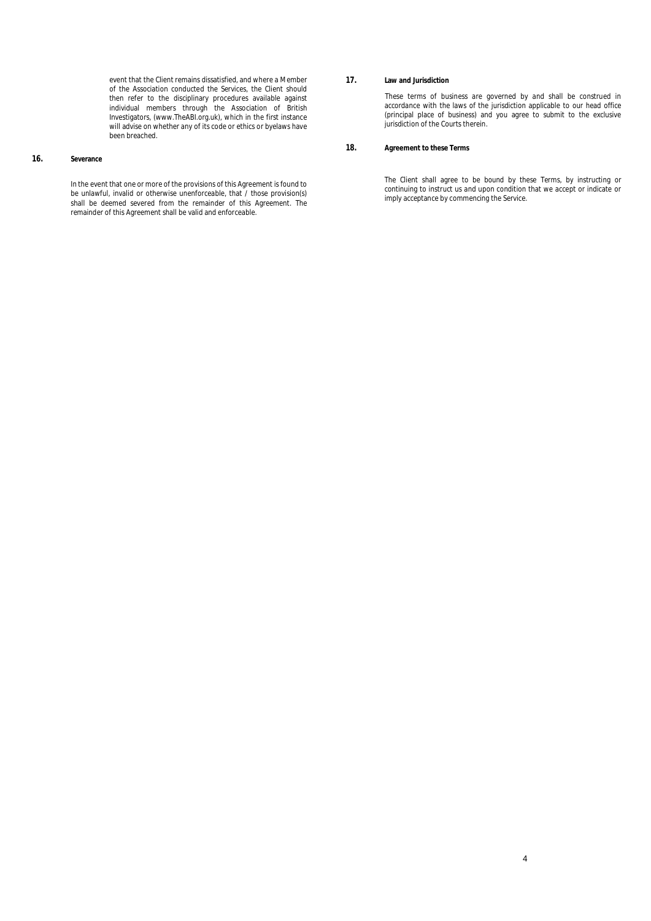event that the Client remains dissatisfied, and where a Member of the Association conducted the Services, the Client should then refer to the disciplinary procedures available against individual members through the Association of British Investigators, (www.TheABI.org.uk), which in the first instance will advise on whether any of its code or ethics or byelaws have been breached.

## 16. Severance

In the event that one or more of the provisions of this Agreement is found to be unlawful, invalid or otherwise unenforceable, that / those provision(s) shall be deemed severed from the remainder of this Agreement. The remainder of this Agreement shall be valid and enforceable.

## 17. Law and Jurisdiction

These terms of business are governed by and shall be construed in accordance with the laws of the jurisdiction applicable to our head office (principal place of business) and you agree to submit to the exclusive jurisdiction of the Courts therein.

## 18. Agreement to these Terms

The Client shall agree to be bound by these Terms, by instructing or continuing to instruct us and upon condition that we accept or indicate or imply acceptance by commencing the Service.